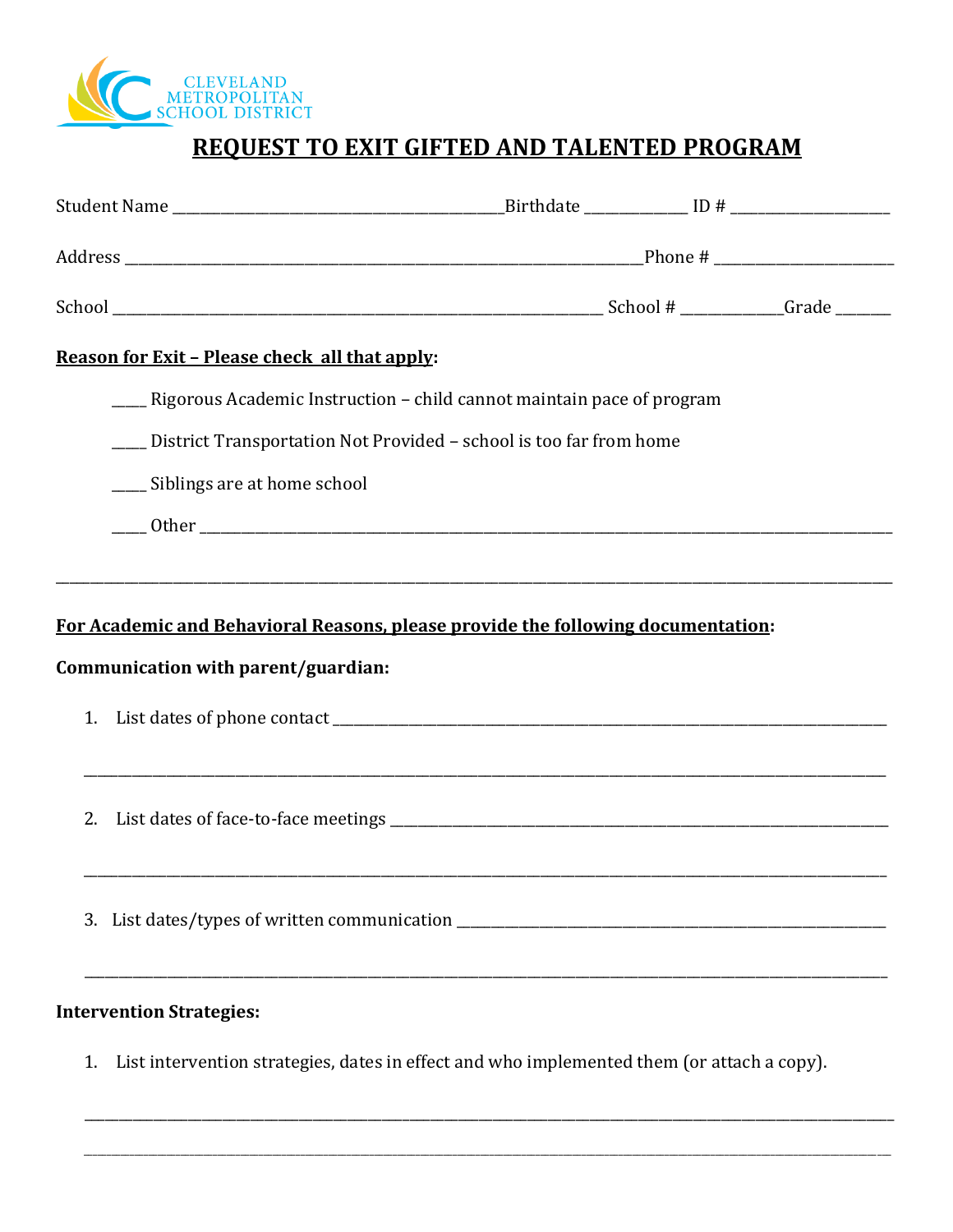CLEVELAND METROPOLITAN SCHOOL DISTRICT

# REQUEST TO EXIT GIFTED AND TALENTED PROGRAM

Student Name ______________________________________________Birthdate ______________ ID # ______________________

Address ______________________________________________________________________Phone # _________________________

School __________________________________________________________________ School # ______________Grade ________

**Reason for Exit – Please check all that apply:**

_____ Rigorous Academic Instruction – child cannot maintain pace of program

_____ District Transportation Not Provided – school is too far from home

_____ Siblings are at home school

_____ Other ______________________________________________________________________________________________

______________________________________________________________________________________________________________

**For Academic and Behavioral Reasons, please provide the following documentation:**

**Communication with parent/guardian:**

1. List dates of phone contact _______________________________________________________________________________

   ____________________________________________________________________________________________________________

2. List dates of face-to-face meetings _____________________________________________________________________

   ____________________________________________________________________________________________________________

3. List dates/types of written communication ___________________________________________________________

   ____________________________________________________________________________________________________________

**Intervention Strategies:**

1. List intervention strategies, dates in effect and who implemented them (or attach a copy).

   ____________________________________________________________________________________________________________

   ____________________________________________________________________________________________________________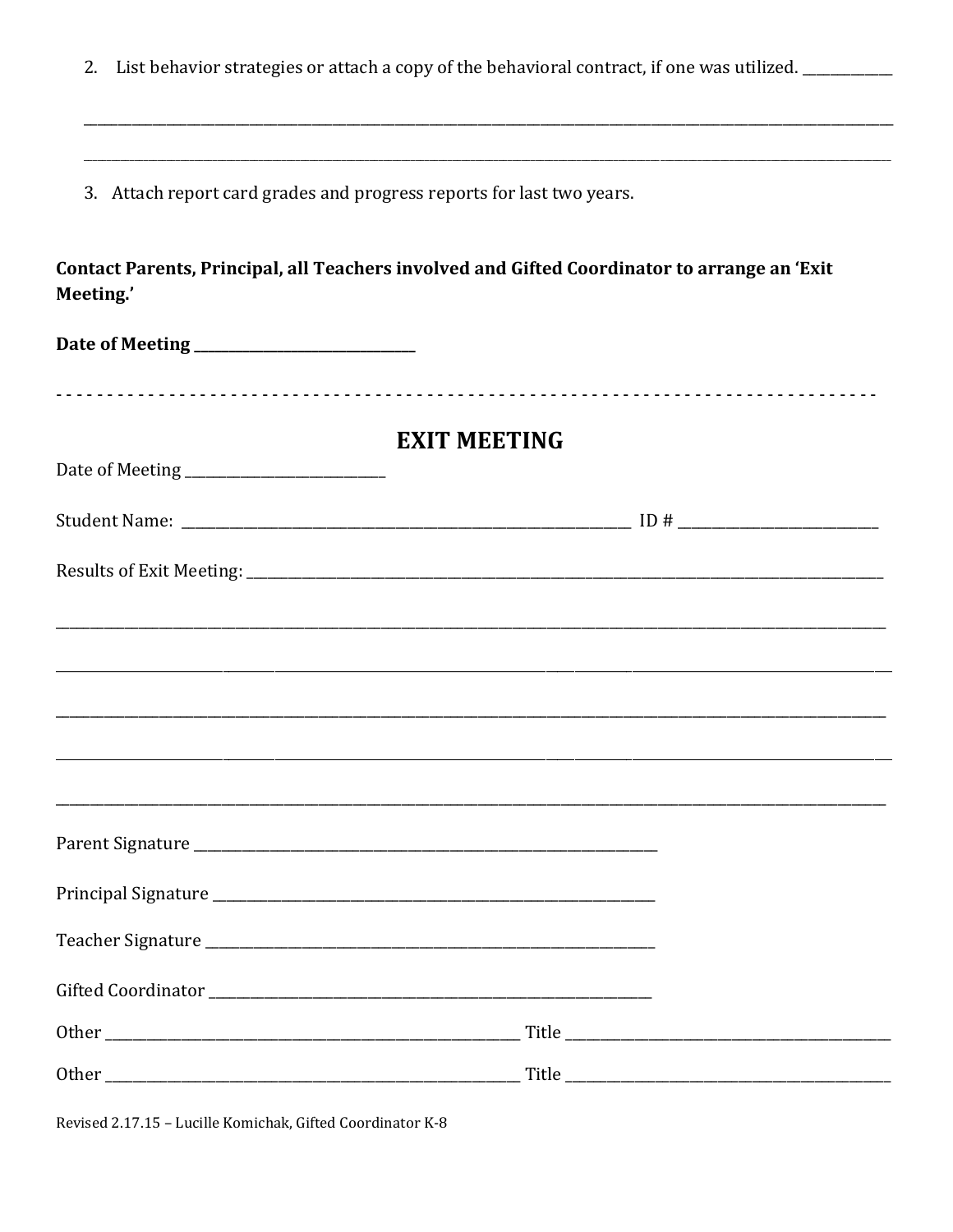2. List behavior strategies or attach a copy of the behavioral contract, if one was utilized. ____________

________________________________________________________________________________________________________

________________________________________________________________________________________________________

3. Attach report card grades and progress reports for last two years.

**Contact Parents, Principal, all Teachers involved and Gifted Coordinator to arrange an 'Exit Meeting.'**

**Date of Meeting ______________________________**

- - - - - - - - - - - - - - - - - - - - - - - - - - - - - - - - - - - - - - - - - - - - - - - - - - - - - - - - - - - - - - - - - - - - - - - - - - -

## EXIT MEETING

Date of Meeting ___________________________

Student Name: _____________________________________________________________ ID # ___________________________

Results of Exit Meeting: ________________________________________________________________________________________

________________________________________________________________________________________________________

________________________________________________________________________________________________________

________________________________________________________________________________________________________

________________________________________________________________________________________________________

________________________________________________________________________________________________________

Parent Signature ________________________________________________________________

Principal Signature ______________________________________________________________

Teacher Signature _______________________________________________________________

Gifted Coordinator ______________________________________________________________

Other ___________________________________________________________ Title ____________________________________________

Other ___________________________________________________________ Title ____________________________________________

Revised 2.17.15 – Lucille Komichak, Gifted Coordinator K-8